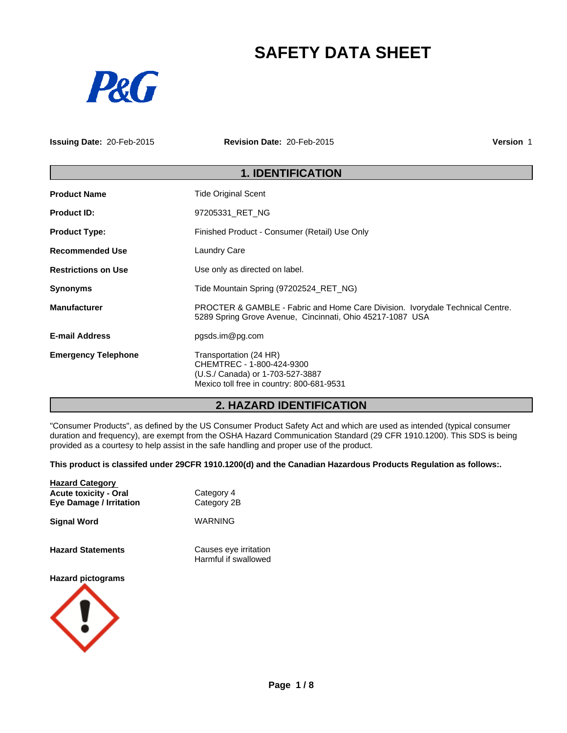# SAFETY DATA SHEET

**Issuing Date:** 20-Feb-2015 **Revision Date:** 20-Feb-2015 **Version** 1

## 1. IDENTIFICATION

**Product Name** Tide Original Scent

**Product ID:** 97205331_RET_NG

**Product Type:** Finished Product - Consumer (Retail) Use Only

**Recommended Use** Laundry Care

**Restrictions on Use** Use only as directed on label.

**Synonyms** Tide Mountain Spring (97202524_RET_NG)

**Manufacturer** PROCTER & GAMBLE - Fabric and Home Care Division. Ivorydale Technical Centre. 5289 Spring Grove Avenue, Cincinnati, Ohio 45217-1087 USA

**E-mail Address** pgsds.im@pg.com

**Emergency Telephone** Transportation (24 HR)
CHEMTREC - 1-800-424-9300
(U.S./ Canada) or 1-703-527-3887
Mexico toll free in country: 800-681-9531

## 2. HAZARD IDENTIFICATION

"Consumer Products", as defined by the US Consumer Product Safety Act and which are used as intended (typical consumer duration and frequency), are exempt from the OSHA Hazard Communication Standard (29 CFR 1910.1200). This SDS is being provided as a courtesy to help assist in the safe handling and proper use of the product.

**This product is classifed under 29CFR 1910.1200(d) and the Canadian Hazardous Products Regulation as follows:.**

| **Hazard Category** | |
|---|---|
| **Acute toxicity - Oral** | Category 4 |
| **Eye Damage / Irritation** | Category 2B |

**Signal Word** WARNING

**Hazard Statements** Causes eye irritation
Harmful if swallowed

**Hazard pictograms**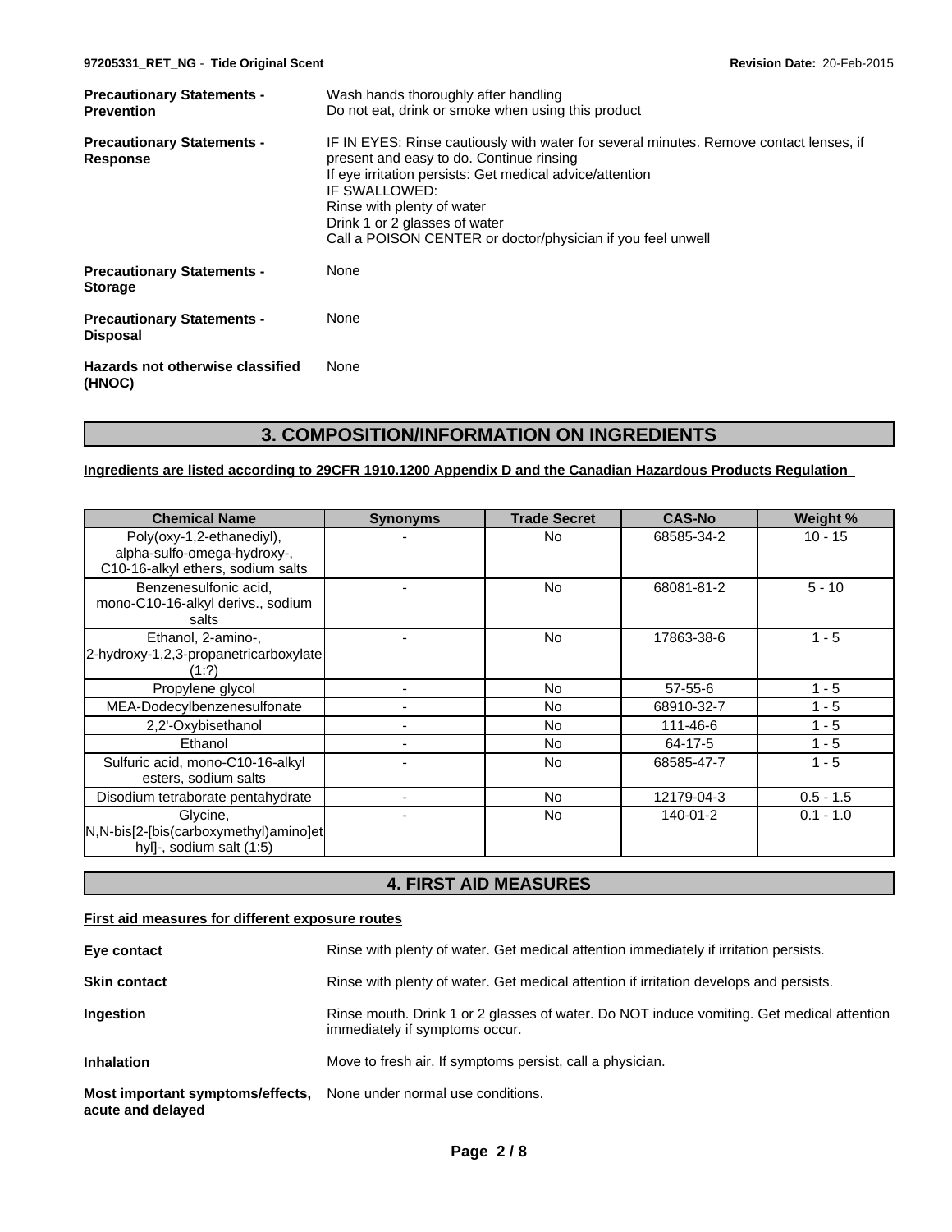| | |
|---|---|
| **Precautionary Statements - Prevention** | Wash hands thoroughly after handling<br>Do not eat, drink or smoke when using this product |
| **Precautionary Statements - Response** | IF IN EYES: Rinse cautiously with water for several minutes. Remove contact lenses, if present and easy to do. Continue rinsing<br>If eye irritation persists: Get medical advice/attention<br>IF SWALLOWED:<br>Rinse with plenty of water<br>Drink 1 or 2 glasses of water<br>Call a POISON CENTER or doctor/physician if you feel unwell |
| **Precautionary Statements - Storage** | None |
| **Precautionary Statements - Disposal** | None |
| **Hazards not otherwise classified (HNOC)** | None |

## 3. COMPOSITION/INFORMATION ON INGREDIENTS

**Ingredients are listed according to 29CFR 1910.1200 Appendix D and the Canadian Hazardous Products Regulation**

| Chemical Name | Synonyms | Trade Secret | CAS-No | Weight % |
|---|---|---|---|---|
| Poly(oxy-1,2-ethanediyl), alpha-sulfo-omega-hydroxy-, C10-16-alkyl ethers, sodium salts | - | No | 68585-34-2 | 10 - 15 |
| Benzenesulfonic acid, mono-C10-16-alkyl derivs., sodium salts | - | No | 68081-81-2 | 5 - 10 |
| Ethanol, 2-amino-, 2-hydroxy-1,2,3-propanetricarboxylate (1:?) | - | No | 17863-38-6 | 1 - 5 |
| Propylene glycol | - | No | 57-55-6 | 1 - 5 |
| MEA-Dodecylbenzenesulfonate | - | No | 68910-32-7 | 1 - 5 |
| 2,2'-Oxybisethanol | - | No | 111-46-6 | 1 - 5 |
| Ethanol | - | No | 64-17-5 | 1 - 5 |
| Sulfuric acid, mono-C10-16-alkyl esters, sodium salts | - | No | 68585-47-7 | 1 - 5 |
| Disodium tetraborate pentahydrate | - | No | 12179-04-3 | 0.5 - 1.5 |
| Glycine, N,N-bis[2-[bis(carboxymethyl)amino]ethyl]-, sodium salt (1:5) | - | No | 140-01-2 | 0.1 - 1.0 |

## 4. FIRST AID MEASURES

**First aid measures for different exposure routes**

| | |
|---|---|
| **Eye contact** | Rinse with plenty of water. Get medical attention immediately if irritation persists. |
| **Skin contact** | Rinse with plenty of water. Get medical attention if irritation develops and persists. |
| **Ingestion** | Rinse mouth. Drink 1 or 2 glasses of water. Do NOT induce vomiting. Get medical attention immediately if symptoms occur. |
| **Inhalation** | Move to fresh air. If symptoms persist, call a physician. |
| **Most important symptoms/effects, acute and delayed** | None under normal use conditions. |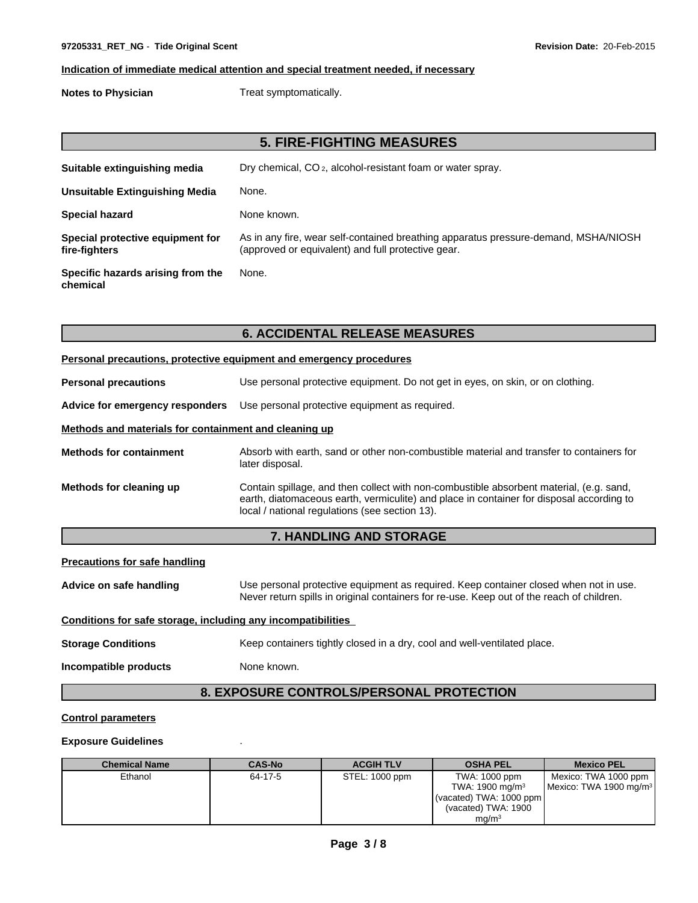**Indication of immediate medical attention and special treatment needed, if necessary**

**Notes to Physician** Treat symptomatically.

## 5. FIRE-FIGHTING MEASURES

**Suitable extinguishing media** Dry chemical, $CO_2$, alcohol-resistant foam or water spray.

**Unsuitable Extinguishing Media** None.

**Special hazard** None known.

**Special protective equipment for fire-fighters** As in any fire, wear self-contained breathing apparatus pressure-demand, MSHA/NIOSH (approved or equivalent) and full protective gear.

**Specific hazards arising from the chemical** None.

## 6. ACCIDENTAL RELEASE MEASURES

**Personal precautions, protective equipment and emergency procedures**

**Personal precautions** Use personal protective equipment. Do not get in eyes, on skin, or on clothing.

**Advice for emergency responders** Use personal protective equipment as required.

**Methods and materials for containment and cleaning up**

**Methods for containment** Absorb with earth, sand or other non-combustible material and transfer to containers for later disposal.

**Methods for cleaning up** Contain spillage, and then collect with non-combustible absorbent material, (e.g. sand, earth, diatomaceous earth, vermiculite) and place in container for disposal according to local / national regulations (see section 13).

## 7. HANDLING AND STORAGE

**Precautions for safe handling**

**Advice on safe handling** Use personal protective equipment as required. Keep container closed when not in use. Never return spills in original containers for re-use. Keep out of the reach of children.

**Conditions for safe storage, including any incompatibilities**

**Storage Conditions** Keep containers tightly closed in a dry, cool and well-ventilated place.

**Incompatible products** None known.

## 8. EXPOSURE CONTROLS/PERSONAL PROTECTION

**Control parameters**

**Exposure Guidelines** .

| Chemical Name | CAS-No | ACGIH TLV | OSHA PEL | Mexico PEL |
| --- | --- | --- | --- | --- |
| Ethanol | 64-17-5 | STEL: 1000 ppm | TWA: 1000 ppm<br>TWA: 1900 mg/m$^3$<br>(vacated) TWA: 1000 ppm<br>(vacated) TWA: 1900 mg/m$^3$ | Mexico: TWA 1000 ppm<br>Mexico: TWA 1900 mg/m$^3$ |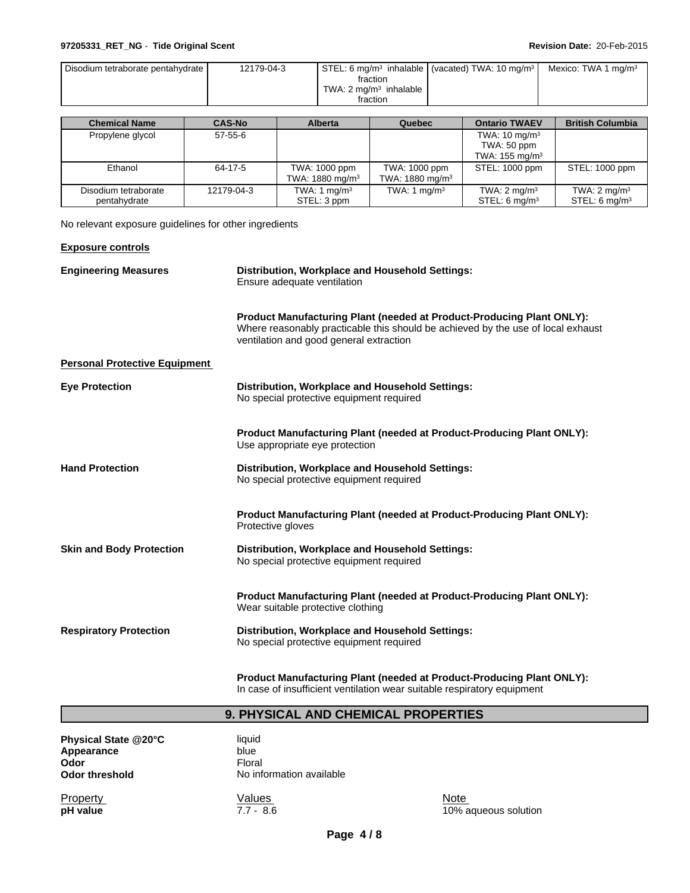| Disodium tetraborate pentahydrate | 12179-04-3 | STEL: 6 mg/m³ inhalable fraction<br>TWA: 2 mg/m³ inhalable fraction | (vacated) TWA: 10 mg/m³ | Mexico: TWA 1 mg/m³ |
|---|---|---|---|---|

| Chemical Name | CAS-No | Alberta | Quebec | Ontario TWAEV | British Columbia |
|---|---|---|---|---|---|
| Propylene glycol | 57-55-6 | | | TWA: 10 mg/m³<br>TWA: 50 ppm<br>TWA: 155 mg/m³ | |
| Ethanol | 64-17-5 | TWA: 1000 ppm<br>TWA: 1880 mg/m³ | TWA: 1000 ppm<br>TWA: 1880 mg/m³ | STEL: 1000 ppm | STEL: 1000 ppm |
| Disodium tetraborate pentahydrate | 12179-04-3 | TWA: 1 mg/m³<br>STEL: 3 ppm | TWA: 1 mg/m³ | TWA: 2 mg/m³<br>STEL: 6 mg/m³ | TWA: 2 mg/m³<br>STEL: 6 mg/m³ |

No relevant exposure guidelines for other ingredients

**Exposure controls**

**Engineering Measures**

**Distribution, Workplace and Household Settings:**
Ensure adequate ventilation

**Product Manufacturing Plant (needed at Product-Producing Plant ONLY):**
Where reasonably practicable this should be achieved by the use of local exhaust ventilation and good general extraction

**Personal Protective Equipment**

**Eye Protection**

**Distribution, Workplace and Household Settings:**
No special protective equipment required

**Product Manufacturing Plant (needed at Product-Producing Plant ONLY):**
Use appropriate eye protection

**Hand Protection**

**Distribution, Workplace and Household Settings:**
No special protective equipment required

**Product Manufacturing Plant (needed at Product-Producing Plant ONLY):**
Protective gloves

**Skin and Body Protection**

**Distribution, Workplace and Household Settings:**
No special protective equipment required

**Product Manufacturing Plant (needed at Product-Producing Plant ONLY):**
Wear suitable protective clothing

**Respiratory Protection**

**Distribution, Workplace and Household Settings:**
No special protective equipment required

**Product Manufacturing Plant (needed at Product-Producing Plant ONLY):**
In case of insufficient ventilation wear suitable respiratory equipment

## 9. PHYSICAL AND CHEMICAL PROPERTIES

**Physical State @20°C** liquid
**Appearance** blue
**Odor** Floral
**Odor threshold** No information available

| Property | Values | Note |
|---|---|---|
| **pH value** | 7.7 - 8.6 | 10% aqueous solution |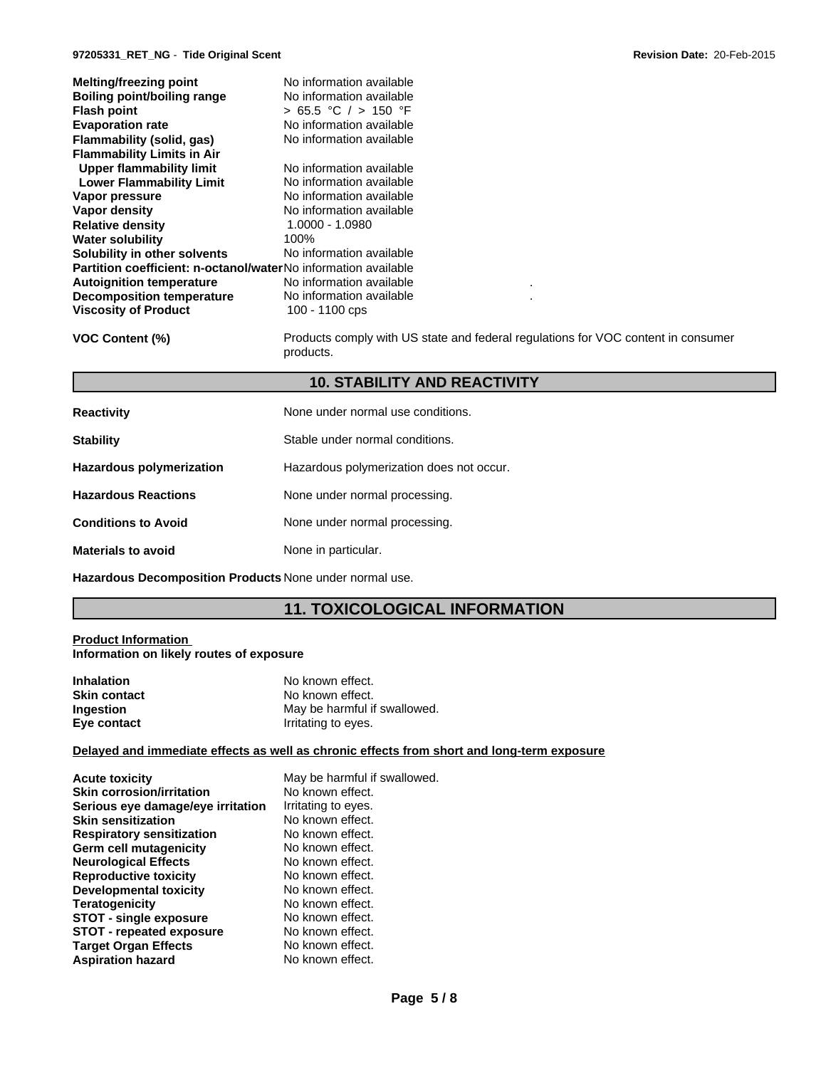| | |
|---|---|
| **Melting/freezing point** | No information available |
| **Boiling point/boiling range** | No information available |
| **Flash point** | > 65.5 °C / > 150 °F |
| **Evaporation rate** | No information available |
| **Flammability (solid, gas)** | No information available |
| **Flammability Limits in Air** | |
| **Upper flammability limit** | No information available |
| **Lower Flammability Limit** | No information available |
| **Vapor pressure** | No information available |
| **Vapor density** | No information available |
| **Relative density** | 1.0000 - 1.0980 |
| **Water solubility** | 100% |
| **Solubility in other solvents** | No information available |
| **Partition coefficient: n-octanol/water** | No information available |
| **Autoignition temperature** | No information available |
| **Decomposition temperature** | No information available |
| **Viscosity of Product** | 100 - 1100 cps |

**VOC Content (%)** Products comply with US state and federal regulations for VOC content in consumer products.

## 10. STABILITY AND REACTIVITY

| | |
|---|---|
| **Reactivity** | None under normal use conditions. |
| **Stability** | Stable under normal conditions. |
| **Hazardous polymerization** | Hazardous polymerization does not occur. |
| **Hazardous Reactions** | None under normal processing. |
| **Conditions to Avoid** | None under normal processing. |
| **Materials to avoid** | None in particular. |
| **Hazardous Decomposition Products** | None under normal use. |

## 11. TOXICOLOGICAL INFORMATION

**Product Information**

**Information on likely routes of exposure**

| | |
|---|---|
| **Inhalation** | No known effect. |
| **Skin contact** | No known effect. |
| **Ingestion** | May be harmful if swallowed. |
| **Eye contact** | Irritating to eyes. |

**Delayed and immediate effects as well as chronic effects from short and long-term exposure**

| | |
|---|---|
| **Acute toxicity** | May be harmful if swallowed. |
| **Skin corrosion/irritation** | No known effect. |
| **Serious eye damage/eye irritation** | Irritating to eyes. |
| **Skin sensitization** | No known effect. |
| **Respiratory sensitization** | No known effect. |
| **Germ cell mutagenicity** | No known effect. |
| **Neurological Effects** | No known effect. |
| **Reproductive toxicity** | No known effect. |
| **Developmental toxicity** | No known effect. |
| **Teratogenicity** | No known effect. |
| **STOT - single exposure** | No known effect. |
| **STOT - repeated exposure** | No known effect. |
| **Target Organ Effects** | No known effect. |
| **Aspiration hazard** | No known effect. |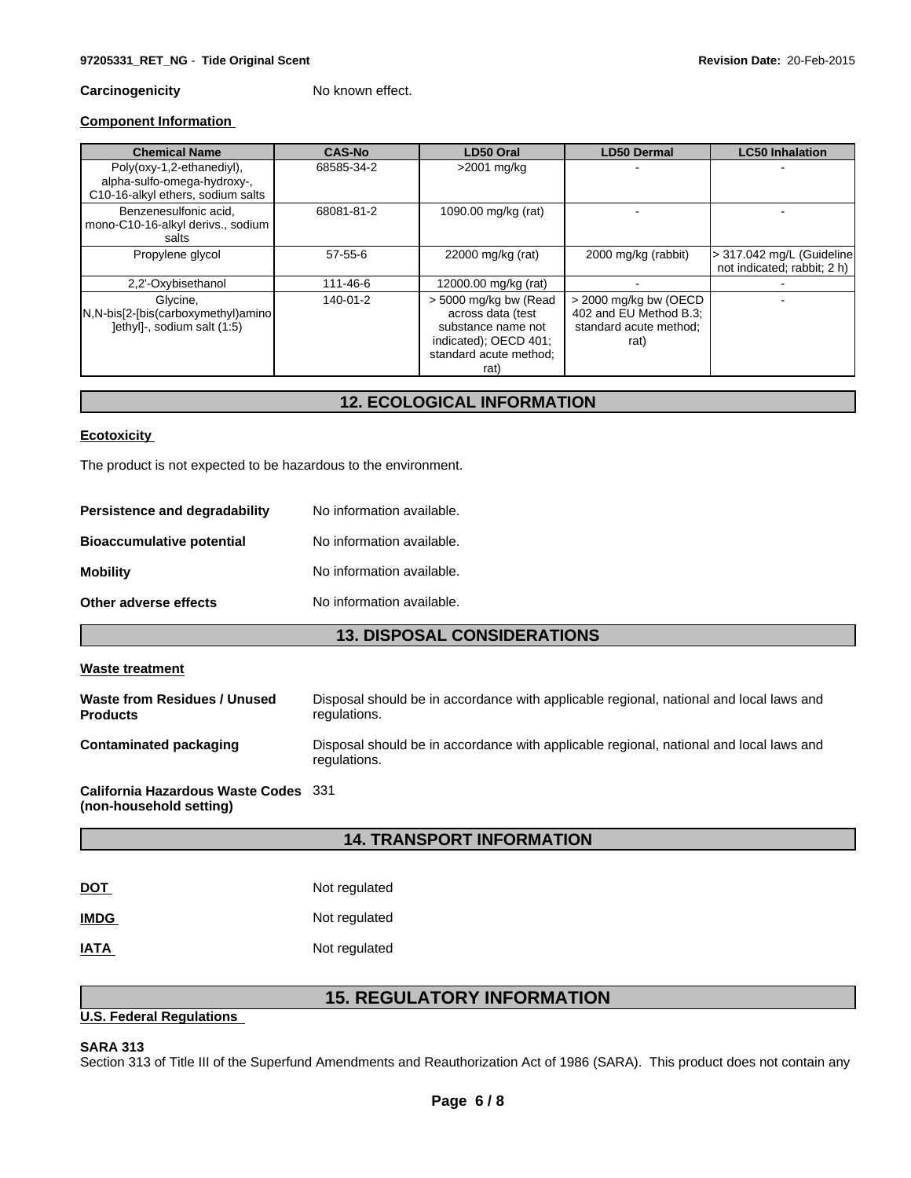**Carcinogenicity** No known effect.

**Component Information**

| Chemical Name | CAS-No | LD50 Oral | LD50 Dermal | LC50 Inhalation |
|---|---|---|---|---|
| Poly(oxy-1,2-ethanediyl), alpha-sulfo-omega-hydroxy-, C10-16-alkyl ethers, sodium salts | 68585-34-2 | >2001 mg/kg | - | - |
| Benzenesulfonic acid, mono-C10-16-alkyl derivs., sodium salts | 68081-81-2 | 1090.00 mg/kg (rat) | - | - |
| Propylene glycol | 57-55-6 | 22000 mg/kg (rat) | 2000 mg/kg (rabbit) | > 317.042 mg/L (Guideline not indicated; rabbit; 2 h) |
| 2,2'-Oxybisethanol | 111-46-6 | 12000.00 mg/kg (rat) | - | - |
| Glycine, N,N-bis[2-[bis(carboxymethyl)amino]ethyl]-, sodium salt (1:5) | 140-01-2 | > 5000 mg/kg bw (Read across data (test substance name not indicated); OECD 401; standard acute method; rat) | > 2000 mg/kg bw (OECD 402 and EU Method B.3; standard acute method; rat) | - |

## 12. ECOLOGICAL INFORMATION

**Ecotoxicity**

The product is not expected to be hazardous to the environment.

**Persistence and degradability** No information available.

**Bioaccumulative potential** No information available.

**Mobility** No information available.

**Other adverse effects** No information available.

## 13. DISPOSAL CONSIDERATIONS

**Waste treatment**

**Waste from Residues / Unused Products** Disposal should be in accordance with applicable regional, national and local laws and regulations.

**Contaminated packaging** Disposal should be in accordance with applicable regional, national and local laws and regulations.

**California Hazardous Waste Codes (non-household setting)** 331

## 14. TRANSPORT INFORMATION

**DOT** Not regulated

**IMDG** Not regulated

**IATA** Not regulated

## 15. REGULATORY INFORMATION

**U.S. Federal Regulations**

**SARA 313**

Section 313 of Title III of the Superfund Amendments and Reauthorization Act of 1986 (SARA). This product does not contain any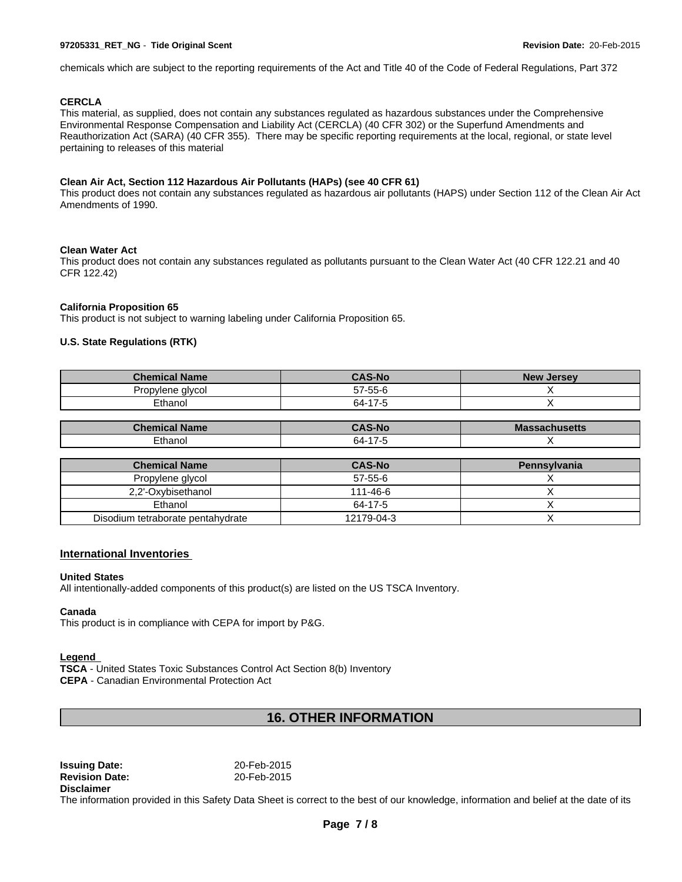chemicals which are subject to the reporting requirements of the Act and Title 40 of the Code of Federal Regulations, Part 372

**CERCLA**
This material, as supplied, does not contain any substances regulated as hazardous substances under the Comprehensive Environmental Response Compensation and Liability Act (CERCLA) (40 CFR 302) or the Superfund Amendments and Reauthorization Act (SARA) (40 CFR 355). There may be specific reporting requirements at the local, regional, or state level pertaining to releases of this material

**Clean Air Act, Section 112 Hazardous Air Pollutants (HAPs) (see 40 CFR 61)**
This product does not contain any substances regulated as hazardous air pollutants (HAPS) under Section 112 of the Clean Air Act Amendments of 1990.

**Clean Water Act**
This product does not contain any substances regulated as pollutants pursuant to the Clean Water Act (40 CFR 122.21 and 40 CFR 122.42)

**California Proposition 65**
This product is not subject to warning labeling under California Proposition 65.

**U.S. State Regulations (RTK)**

| Chemical Name | CAS-No | New Jersey |
|---|---|---|
| Propylene glycol | 57-55-6 | X |
| Ethanol | 64-17-5 | X |

| Chemical Name | CAS-No | Massachusetts |
|---|---|---|
| Ethanol | 64-17-5 | X |

| Chemical Name | CAS-No | Pennsylvania |
|---|---|---|
| Propylene glycol | 57-55-6 | X |
| 2,2'-Oxybisethanol | 111-46-6 | X |
| Ethanol | 64-17-5 | X |
| Disodium tetraborate pentahydrate | 12179-04-3 | X |

## International Inventories

**United States**
All intentionally-added components of this product(s) are listed on the US TSCA Inventory.

**Canada**
This product is in compliance with CEPA for import by P&G.

**Legend**
**TSCA** - United States Toxic Substances Control Act Section 8(b) Inventory
**CEPA** - Canadian Environmental Protection Act

# 16. OTHER INFORMATION

**Issuing Date:** 20-Feb-2015
**Revision Date:** 20-Feb-2015
**Disclaimer**
The information provided in this Safety Data Sheet is correct to the best of our knowledge, information and belief at the date of its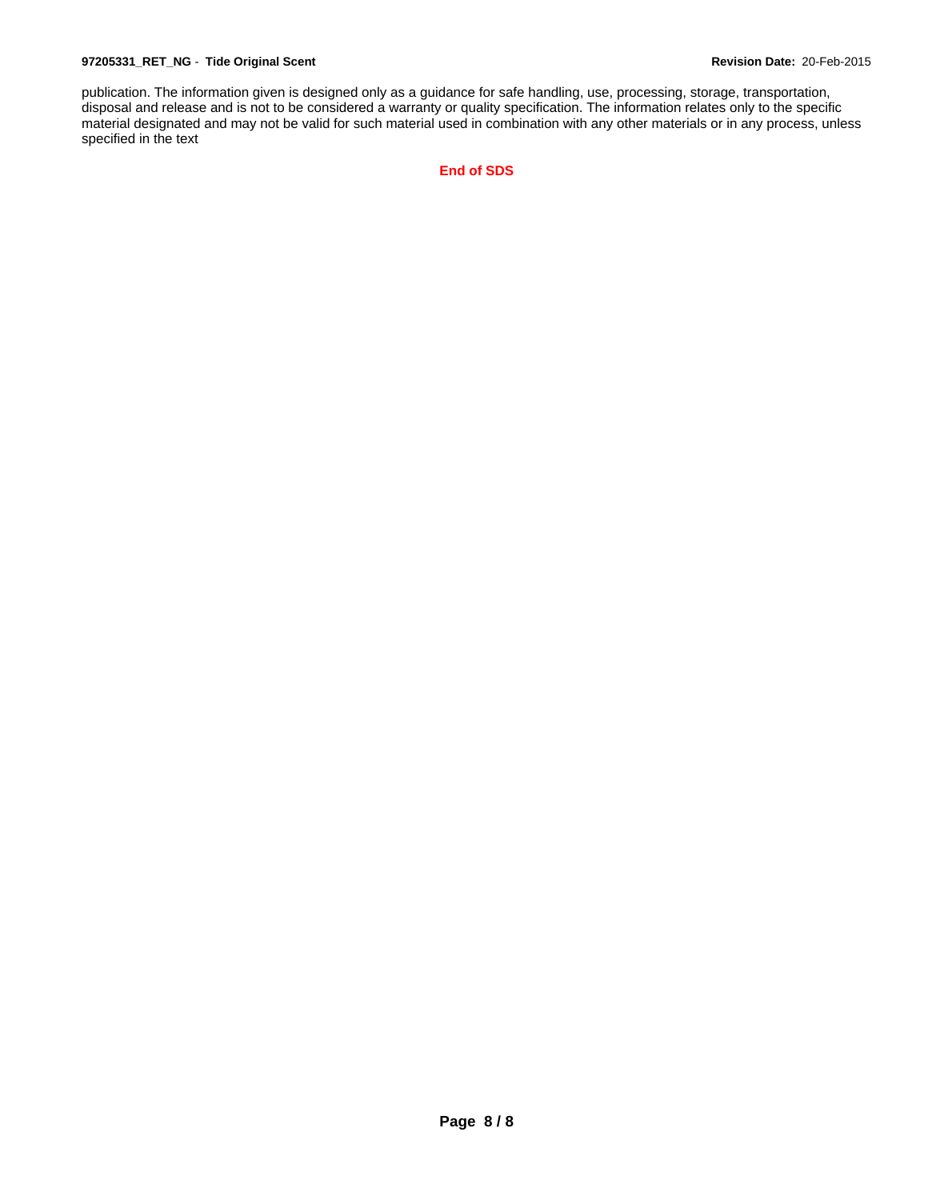publication. The information given is designed only as a guidance for safe handling, use, processing, storage, transportation, disposal and release and is not to be considered a warranty or quality specification. The information relates only to the specific material designated and may not be valid for such material used in combination with any other materials or in any process, unless specified in the text

**End of SDS**